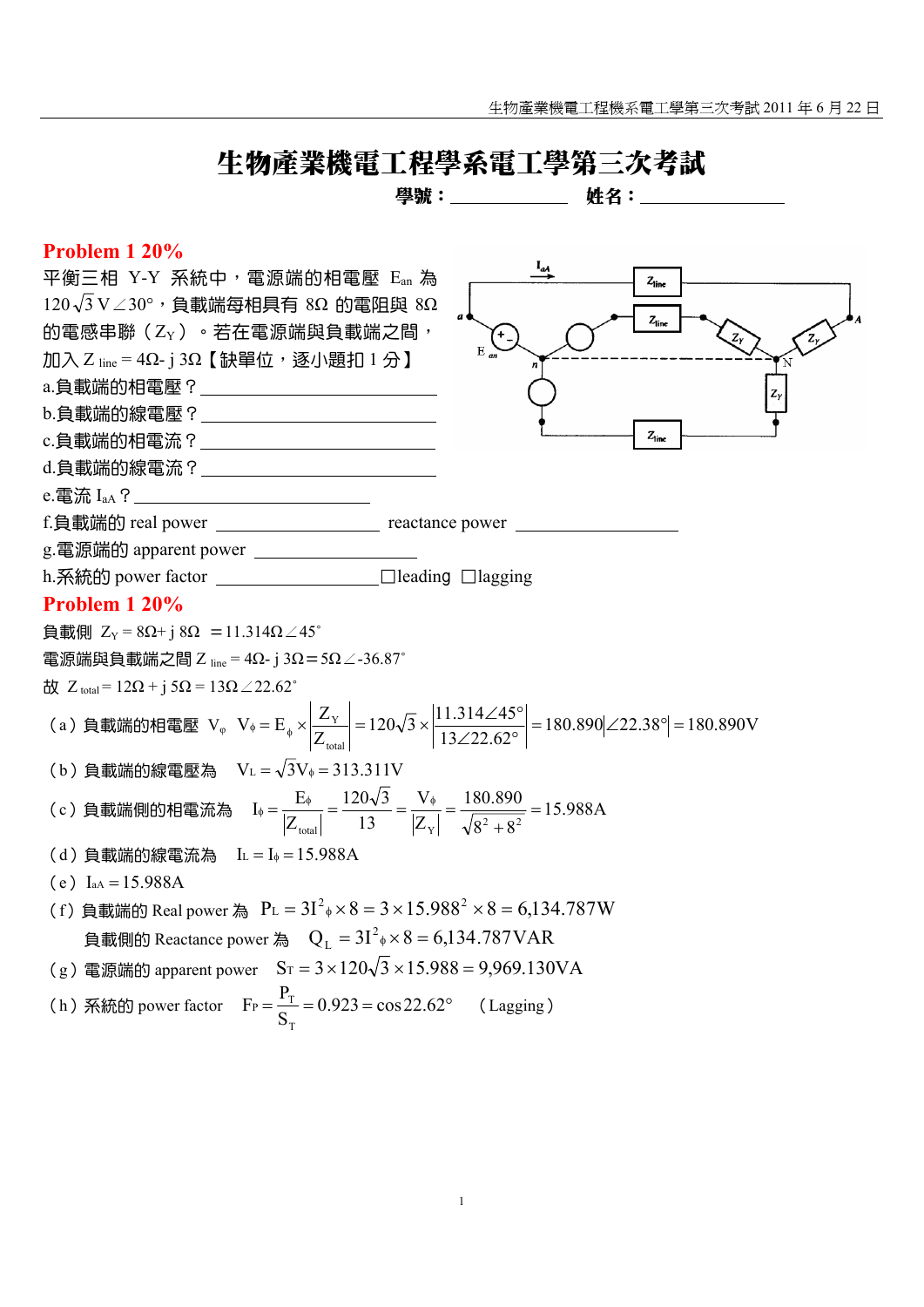# 生物產業機電工程學系電工學第三次考試

**學號：____________ 姓名：______________**

## Problem 1 20%

平衡三相 Y-Y 系統中，電源端的相電壓 $E_{an}$ 為 $120\sqrt{3}\,V\angle30°$，負載端每相具有 8Ω 的電阻與 8Ω 的電感串聯（$Z_Y$）。若在電源端與負載端之間，加入 $Z_{line}$ = 4Ω- j 3Ω【缺單位，逐小題扣 1 分】

a.負載端的相電壓？______________________

b.負載端的線電壓？______________________

c.負載端的相電流？______________________

d.負載端的線電流？______________________

e.電流 $I_{aA}$？______________________

f.負載端的 real power ________________ reactance power ________________

g.電源端的 apparent power ________________

h.系統的 power factor ________________ □leading □lagging

## Problem 1 20%

負載側 $Z_Y = 8\Omega + j\,8\Omega = 11.314\Omega\angle45^\circ$

電源端與負載端之間 $Z_{line} = 4\Omega - j\,3\Omega = 5\Omega\angle\text{-}36.87^\circ$

故 $Z_{total} = 12\Omega + j\,5\Omega = 13\Omega\angle22.62^\circ$

（a）負載端的相電壓 $V_\varphi$ $\quad V_\phi = E_\phi \times \left|\dfrac{Z_Y}{Z_{total}}\right| = 120\sqrt{3} \times \left|\dfrac{11.314\angle45^\circ}{13\angle22.62^\circ}\right| = 180.890\left|\angle22.38^\circ\right| = 180.890\text{V}$

（b）負載端的線電壓為 $\quad V_L = \sqrt{3}V_\phi = 313.311\text{V}$

（c）負載端側的相電流為 $\quad I_\phi = \dfrac{E_\phi}{|Z_{total}|} = \dfrac{120\sqrt{3}}{13} = \dfrac{V_\phi}{|Z_Y|} = \dfrac{180.890}{\sqrt{8^2+8^2}} = 15.988\text{A}$

（d）負載端的線電流為 $\quad I_L = I_\phi = 15.988\text{A}$

（e）$I_{aA} = 15.988\text{A}$

（f）負載端的 Real power 為 $\quad P_L = 3I^2{}_\phi \times 8 = 3 \times 15.988^2 \times 8 = 6{,}134.787\text{W}$

負載側的 Reactance power 為 $\quad Q_L = 3I^2{}_\phi \times 8 = 6{,}134.787\text{VAR}$

（g）電源端的 apparent power $\quad S_T = 3 \times 120\sqrt{3} \times 15.988 = 9{,}969.130\text{VA}$

（h）系統的 power factor $\quad F_P = \dfrac{P_T}{S_T} = 0.923 = \cos 22.62^\circ$ （Lagging）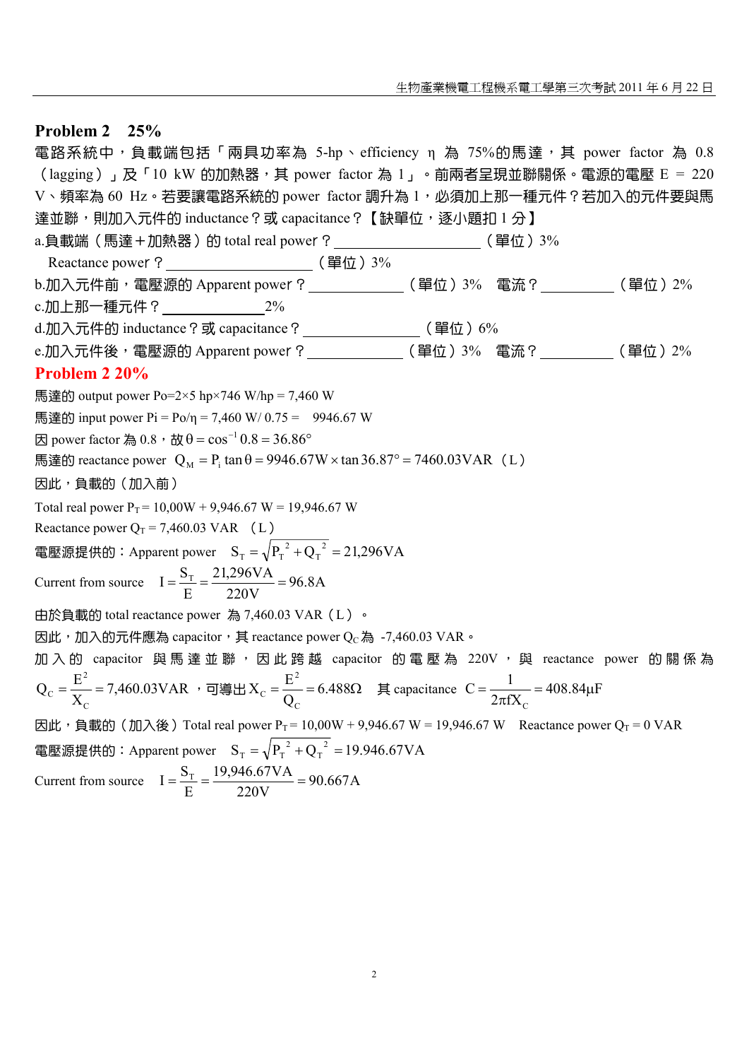## Problem 2　25%

電路系統中，負載端包括「兩具功率為 5-hp、efficiency η 為 75%的馬達，其 power factor 為 0.8（lagging）」及「10 kW 的加熱器，其 power factor 為 1」。前兩者呈現並聯關係。電源的電壓 E ＝ 220 V、頻率為 60 Hz。若要讓電路系統的 power factor 調升為 1，必須加上那一種元件？若加入的元件要與馬達並聯，則加入元件的 inductance？或 capacitance？【缺單位，逐小題扣 1 分】

a.負載端（馬達＋加熱器）的 total real power？ ________________（單位）3%

Reactance power？ ________________（單位）3%

b.加入元件前，電壓源的 Apparent power？ ____________（單位）3%　電流？ __________（單位）2%

c.加上那一種元件？ __________2%

d.加入元件的 inductance？或 capacitance？ ______________（單位）6%

e.加入元件後，電壓源的 Apparent power？ ____________（單位）3%　電流？ __________（單位）2%

## Problem 2 20%

馬達的 output power Po=2×5 hp×746 W/hp = 7,460 W

馬達的 input power Pi = Po/η = 7,460 W/ 0.75 = 9946.67 W

因 power factor 為 0.8，故 $\theta = \cos^{-1} 0.8 = 36.86°$

馬達的 reactance power $Q_M = P_i \tan\theta = 9946.67\text{W} \times \tan 36.87° = 7460.03\text{VAR}$（L）

因此，負載的（加入前）

Total real power $P_T$ = 10,00W + 9,946.67 W = 19,946.67 W

Reactance power $Q_T$ = 7,460.03 VAR （L）

電壓源提供的：Apparent power　$S_T = \sqrt{{P_T}^2 + {Q_T}^2} = 21{,}296\text{VA}$

Current from source　$I = \dfrac{S_T}{E} = \dfrac{21{,}296\text{VA}}{220\text{V}} = 96.8\text{A}$

由於負載的 total reactance power 為 7,460.03 VAR（L）。

因此，加入的元件應為 capacitor，其 reactance power $Q_C$ 為 -7,460.03 VAR。

加入的 capacitor 與馬達並聯，因此跨越 capacitor 的電壓為 220V，與 reactance power 的關係為 $Q_C = \dfrac{E^2}{X_C} = 7{,}460.03\text{VAR}$，可導出 $X_C = \dfrac{E^2}{Q_C} = 6.488\Omega$　其 capacitance $C = \dfrac{1}{2\pi f X_C} = 408.84\mu\text{F}$

因此，負載的（加入後）Total real power $P_T$ = 10,00W + 9,946.67 W = 19,946.67 W　Reactance power $Q_T$ = 0 VAR

電壓源提供的：Apparent power　$S_T = \sqrt{{P_T}^2 + {Q_T}^2} = 19.946.67\text{VA}$

Current from source　$I = \dfrac{S_T}{E} = \dfrac{19{,}946.67\text{VA}}{220\text{V}} = 90.667\text{A}$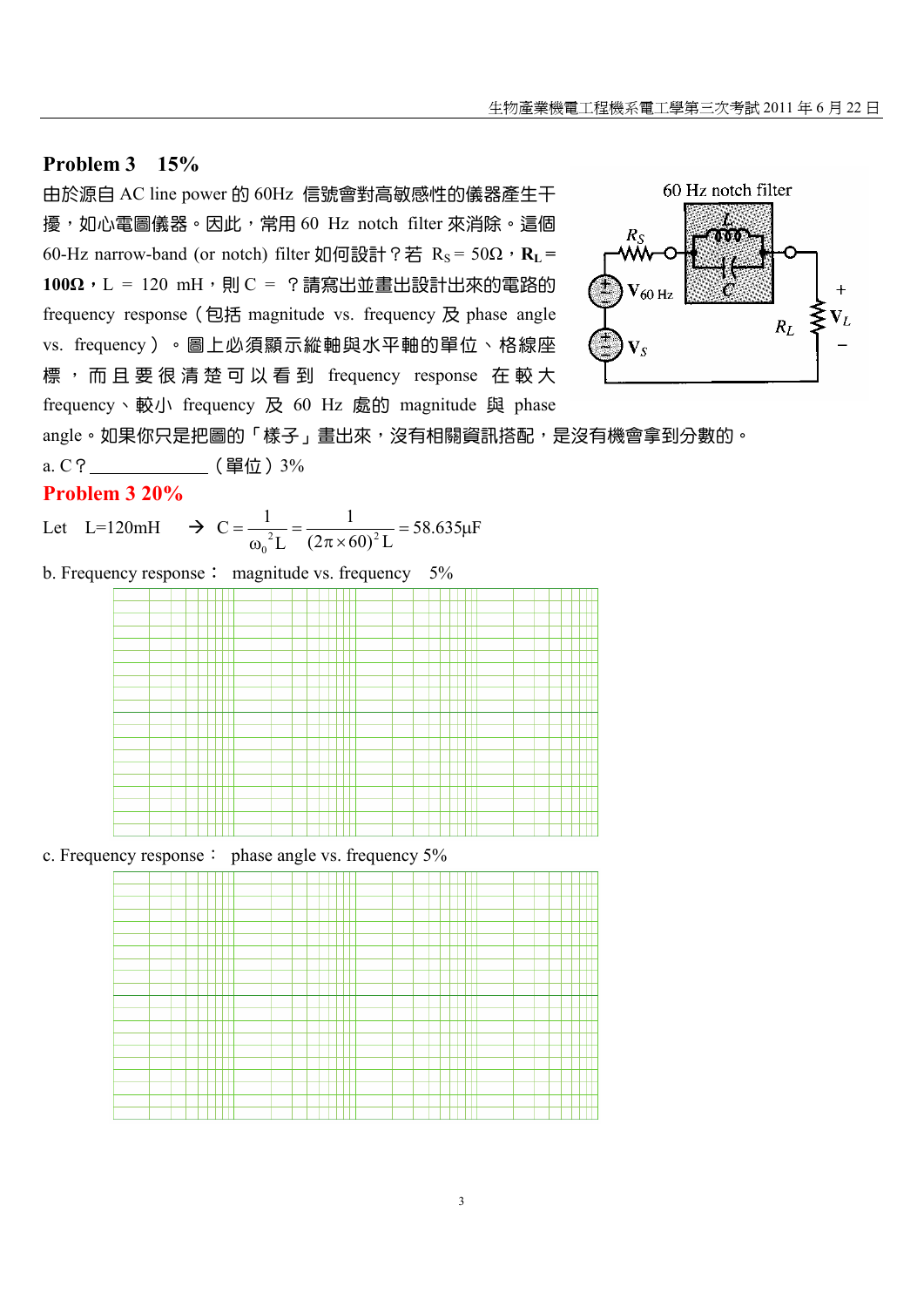## Problem 3 15%

由於源自 AC line power 的 60Hz 信號會對高敏感性的儀器產生干擾，如心電圖儀器。因此，常用 60 Hz notch filter 來消除。這個 60-Hz narrow-band (or notch) filter 如何設計？若 $R_S = 50\Omega$，$\mathbf{R_L} = \mathbf{100\Omega}$，L = 120 mH，則 C = ？請寫出並畫出設計出來的電路的 frequency response（包括 magnitude vs. frequency 及 phase angle vs. frequency）。圖上必須顯示縱軸與水平軸的單位、格線座標，而且要很清楚可以看到 frequency response 在較大 frequency、較小 frequency 及 60 Hz 處的 magnitude 與 phase angle。如果你只是把圖的「樣子」畫出來，沒有相關資訊搭配，是沒有機會拿到分數的。

60 Hz notch filter

a. C？______________（單位）3%

## Problem 3 20%

Let L=120mH $\rightarrow$ $C = \dfrac{1}{\omega_0^{\,2} L} = \dfrac{1}{(2\pi \times 60)^2 L} = 58.635\mu F$

b. Frequency response： magnitude vs. frequency 5%

c. Frequency response： phase angle vs. frequency 5%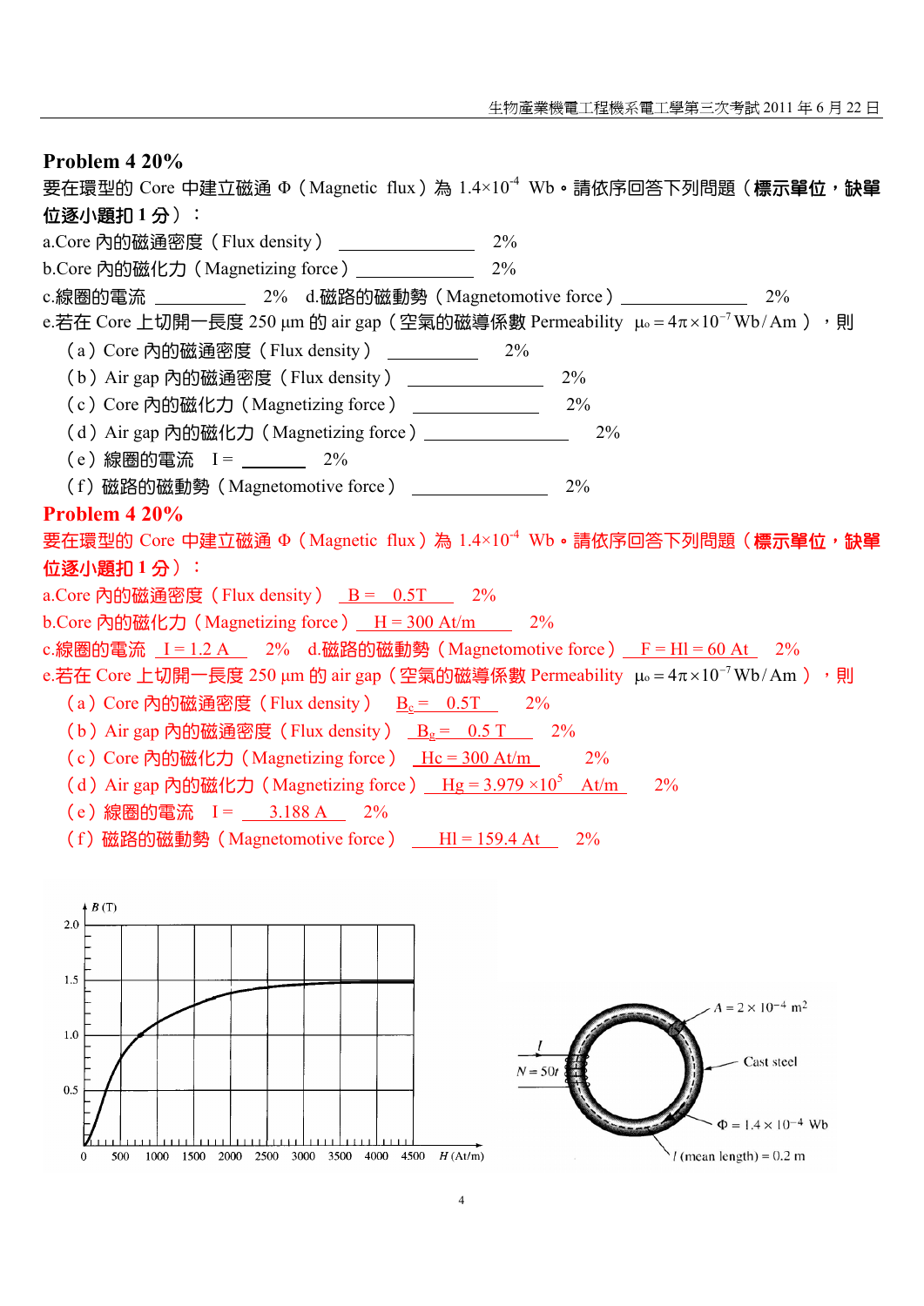## Problem 4 20%

要在環型的 Core 中建立磁通 Φ（Magnetic flux）為 $1.4\times10^{-4}$ Wb。請依序回答下列問題（**標示單位，缺單位逐小題扣 1 分**）：

a.Core 內的磁通密度（Flux density） \_\_\_\_\_\_\_\_\_\_\_\_\_\_ 2%

b.Core 內的磁化力（Magnetizing force） \_\_\_\_\_\_\_\_\_\_\_\_\_\_ 2%

c.線圈的電流 \_\_\_\_\_\_\_\_\_\_ 2% d.磁路的磁動勢（Magnetomotive force） \_\_\_\_\_\_\_\_\_\_\_\_\_\_ 2%

e.若在 Core 上切開一長度 250 μm 的 air gap（空氣的磁導係數 Permeability $\mu_o = 4\pi\times10^{-7}\,\text{Wb/Am}$），則

（a）Core 內的磁通密度（Flux density） \_\_\_\_\_\_\_\_\_\_ 2%

（b）Air gap 內的磁通密度（Flux density） \_\_\_\_\_\_\_\_\_\_\_\_ 2%

（c）Core 內的磁化力（Magnetizing force） \_\_\_\_\_\_\_\_\_\_\_\_ 2%

（d）Air gap 內的磁化力（Magnetizing force） \_\_\_\_\_\_\_\_\_\_\_\_\_\_ 2%

（e）線圈的電流 I = \_\_\_\_\_\_ 2%

（f）磁路的磁動勢（Magnetomotive force） \_\_\_\_\_\_\_\_\_\_\_\_ 2%

## Problem 4 20%

要在環型的 Core 中建立磁通 Φ（Magnetic flux）為 $1.4\times10^{-4}$ Wb。請依序回答下列問題（**標示單位，缺單位逐小題扣 1 分**）：

a.Core 內的磁通密度（Flux density） $B = 0.5\,\text{T}$ 2%

b.Core 內的磁化力（Magnetizing force） $H = 300\,\text{At/m}$ 2%

c.線圈的電流 $I = 1.2\,\text{A}$ 2% d.磁路的磁動勢（Magnetomotive force） $F = Hl = 60\,\text{At}$ 2%

e.若在 Core 上切開一長度 250 μm 的 air gap（空氣的磁導係數 Permeability $\mu_o = 4\pi\times10^{-7}\,\text{Wb/Am}$），則

（a）Core 內的磁通密度（Flux density） $B_c = 0.5\,\text{T}$ 2%

（b）Air gap 內的磁通密度（Flux density） $B_g = 0.5\,\text{T}$ 2%

（c）Core 內的磁化力（Magnetizing force） $H_c = 300\,\text{At/m}$ 2%

（d）Air gap 內的磁化力（Magnetizing force） $H_g = 3.979\times10^{5}\,\text{At/m}$ 2%

（e）線圈的電流 I = 3.188 A 2%

（f）磁路的磁動勢（Magnetomotive force） $Hl = 159.4\,\text{At}$ 2%

B (T)
H (At/m)

$A = 2\times10^{-4}\,\text{m}^2$

$N = 50t$

Cast steel

$\Phi = 1.4\times10^{-4}\,\text{Wb}$

$l$ (mean length) = 0.2 m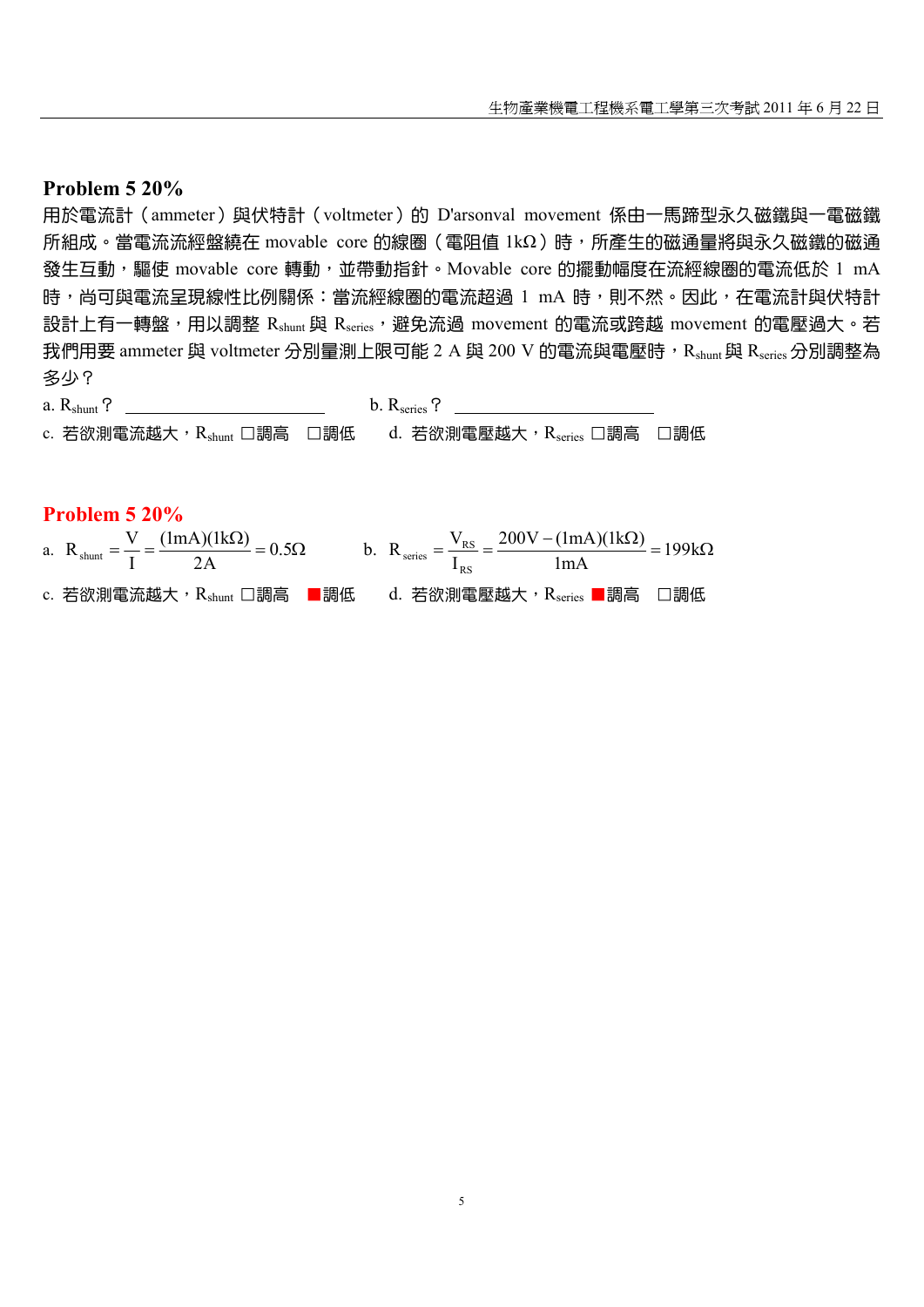## Problem 5 20%

用於電流計（ammeter）與伏特計（voltmeter）的 D'arsonval movement 係由一馬蹄型永久磁鐵與一電磁鐵所組成。當電流流經盤繞在 movable core 的線圈（電阻值 1kΩ）時，所產生的磁通量將與永久磁鐵的磁通發生互動，驅使 movable core 轉動，並帶動指針。Movable core 的擺動幅度在流經線圈的電流低於 1 mA 時，尚可與電流呈現線性比例關係：當流經線圈的電流超過 1 mA 時，則不然。因此，在電流計與伏特計設計上有一轉盤，用以調整 $R_{shunt}$ 與 $R_{series}$，避免流過 movement 的電流或跨越 movement 的電壓過大。若我們用要 ammeter 與 voltmeter 分別量測上限可能 2 A 與 200 V 的電流與電壓時，$R_{shunt}$ 與 $R_{series}$ 分別調整為多少？

a. $R_{shunt}$？ \_\_\_\_\_\_\_\_\_\_\_\_\_\_\_\_\_\_\_\_　　　b. $R_{series}$？ \_\_\_\_\_\_\_\_\_\_\_\_\_\_\_\_\_\_\_\_

c. 若欲測電流越大，$R_{shunt}$ □調高　□調低　　d. 若欲測電壓越大，$R_{series}$ □調高　□調低

## Problem 5 20%

a. $R_{shunt} = \dfrac{V}{I} = \dfrac{(1\text{mA})(1\text{k}\Omega)}{2\text{A}} = 0.5\Omega$　　b. $R_{series} = \dfrac{V_{RS}}{I_{RS}} = \dfrac{200\text{V} - (1\text{mA})(1\text{k}\Omega)}{1\text{mA}} = 199\text{k}\Omega$

c. 若欲測電流越大，$R_{shunt}$ □調高　■調低　　d. 若欲測電壓越大，$R_{series}$ ■調高　□調低